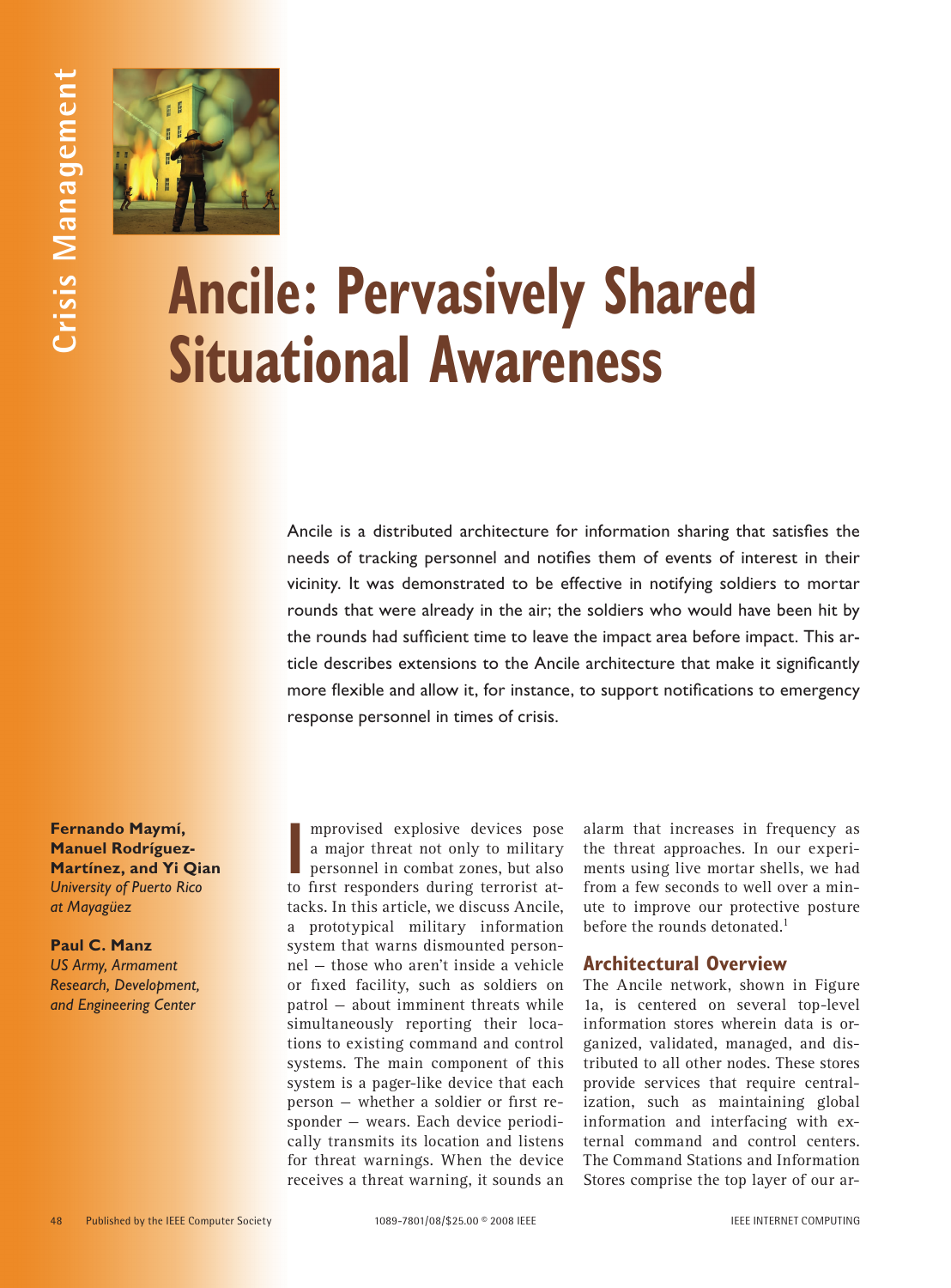Crisis Management

# Ancile: Pervasively Shared Situational Awareness

Ancile is a distributed architecture for information sharing that satisfies the needs of tracking personnel and notifies them of events of interest in their vicinity. It was demonstrated to be effective in notifying soldiers to mortar rounds that were already in the air; the soldiers who would have been hit by the rounds had sufficient time to leave the impact area before impact. This article describes extensions to the Ancile architecture that make it significantly more flexible and allow it, for instance, to support notifications to emergency response personnel in times of crisis.

**Fernando Maymí, Manuel Rodríguez-Martínez, and Yi Qian**
*University of Puerto Rico at Mayagüez*

**Paul C. Manz**
*US Army, Armament Research, Development, and Engineering Center*

Improvised explosive devices pose a major threat not only to military personnel in combat zones, but also to first responders during terrorist attacks. In this article, we discuss Ancile, a prototypical military information system that warns dismounted personnel — those who aren't inside a vehicle or fixed facility, such as soldiers on patrol — about imminent threats while simultaneously reporting their locations to existing command and control systems. The main component of this system is a pager-like device that each person — whether a soldier or first responder — wears. Each device periodically transmits its location and listens for threat warnings. When the device receives a threat warning, it sounds an alarm that increases in frequency as the threat approaches. In our experiments using live mortar shells, we had from a few seconds to well over a minute to improve our protective posture before the rounds detonated.[1]

## Architectural Overview

The Ancile network, shown in Figure 1a, is centered on several top-level information stores wherein data is organized, validated, managed, and distributed to all other nodes. These stores provide services that require centralization, such as maintaining global information and interfacing with external command and control centers. The Command Stations and Information Stores comprise the top layer of our ar-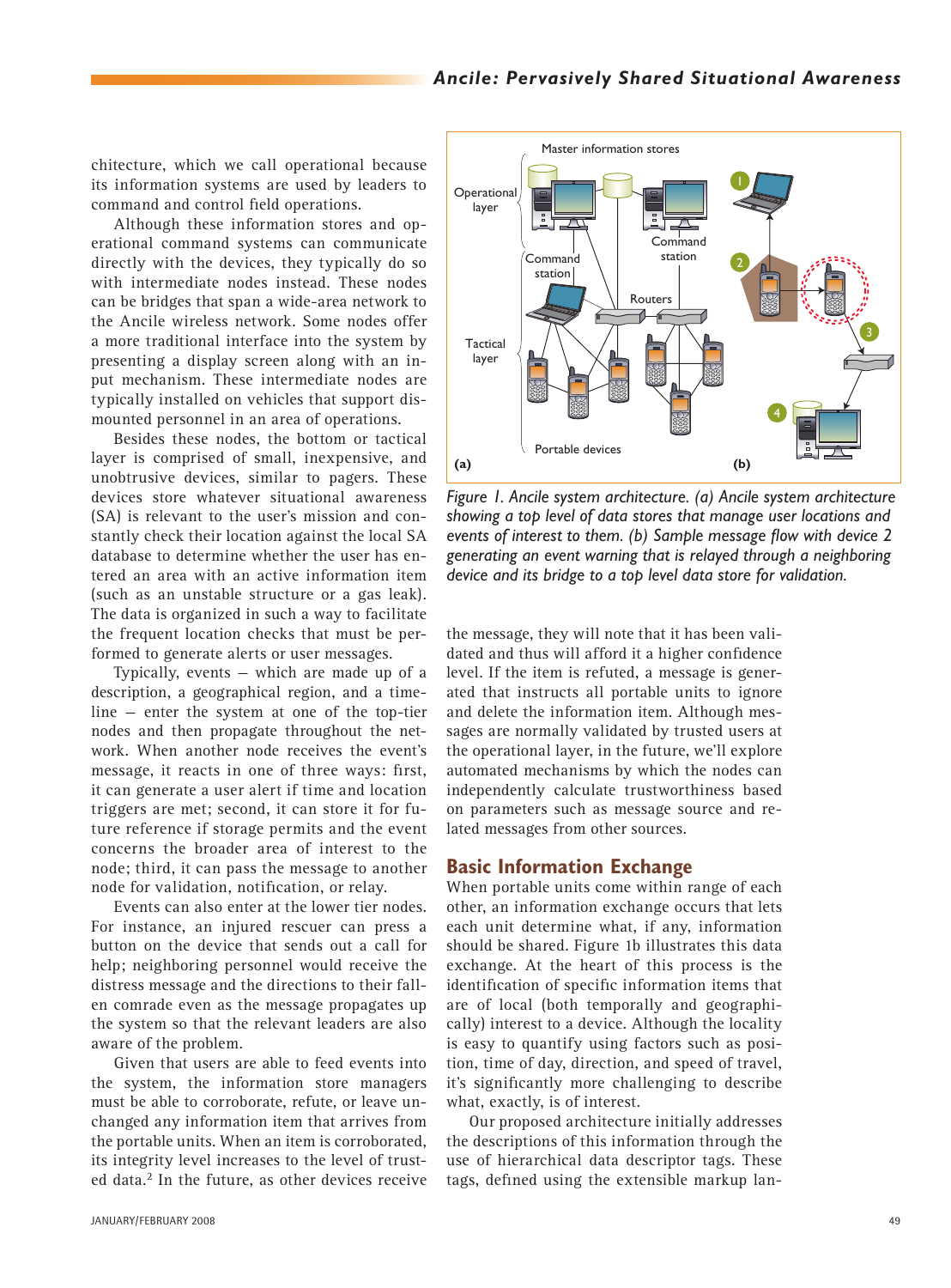chitecture, which we call operational because its information systems are used by leaders to command and control field operations.

Although these information stores and operational command systems can communicate directly with the devices, they typically do so with intermediate nodes instead. These nodes can be bridges that span a wide-area network to the Ancile wireless network. Some nodes offer a more traditional interface into the system by presenting a display screen along with an input mechanism. These intermediate nodes are typically installed on vehicles that support dismounted personnel in an area of operations.

Besides these nodes, the bottom or tactical layer is comprised of small, inexpensive, and unobtrusive devices, similar to pagers. These devices store whatever situational awareness (SA) is relevant to the user's mission and constantly check their location against the local SA database to determine whether the user has entered an area with an active information item (such as an unstable structure or a gas leak). The data is organized in such a way to facilitate the frequent location checks that must be performed to generate alerts or user messages.

Typically, events — which are made up of a description, a geographical region, and a timeline — enter the system at one of the top-tier nodes and then propagate throughout the network. When another node receives the event's message, it reacts in one of three ways: first, it can generate a user alert if time and location triggers are met; second, it can store it for future reference if storage permits and the event concerns the broader area of interest to the node; third, it can pass the message to another node for validation, notification, or relay.

Events can also enter at the lower tier nodes. For instance, an injured rescuer can press a button on the device that sends out a call for help; neighboring personnel would receive the distress message and the directions to their fallen comrade even as the message propagates up the system so that the relevant leaders are also aware of the problem.

Given that users are able to feed events into the system, the information store managers must be able to corroborate, refute, or leave unchanged any information item that arrives from the portable units. When an item is corroborated, its integrity level increases to the level of trusted data.[2] In the future, as other devices receive

Master information stores
Operational layer
Command station
Command station
Routers
Tactical layer
Portable devices
1
2
3
4
(a)
(b)

*Figure 1. Ancile system architecture. (a) Ancile system architecture showing a top level of data stores that manage user locations and events of interest to them. (b) Sample message flow with device 2 generating an event warning that is relayed through a neighboring device and its bridge to a top level data store for validation.*

the message, they will note that it has been validated and thus will afford it a higher confidence level. If the item is refuted, a message is generated that instructs all portable units to ignore and delete the information item. Although messages are normally validated by trusted users at the operational layer, in the future, we'll explore automated mechanisms by which the nodes can independently calculate trustworthiness based on parameters such as message source and related messages from other sources.

## Basic Information Exchange

When portable units come within range of each other, an information exchange occurs that lets each unit determine what, if any, information should be shared. Figure 1b illustrates this data exchange. At the heart of this process is the identification of specific information items that are of local (both temporally and geographically) interest to a device. Although the locality is easy to quantify using factors such as position, time of day, direction, and speed of travel, it's significantly more challenging to describe what, exactly, is of interest.

Our proposed architecture initially addresses the descriptions of this information through the use of hierarchical data descriptor tags. These tags, defined using the extensible markup lan-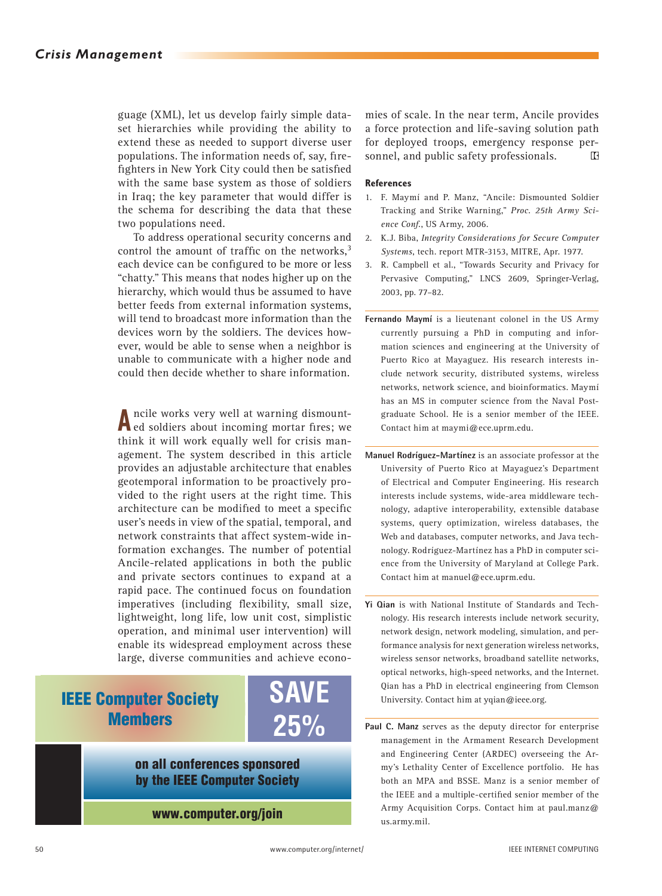guage (XML), let us develop fairly simple dataset hierarchies while providing the ability to extend these as needed to support diverse user populations. The information needs of, say, firefighters in New York City could then be satisfied with the same base system as those of soldiers in Iraq; the key parameter that would differ is the schema for describing the data that these two populations need.

To address operational security concerns and control the amount of traffic on the networks,[3] each device can be configured to be more or less "chatty." This means that nodes higher up on the hierarchy, which would thus be assumed to have better feeds from external information systems, will tend to broadcast more information than the devices worn by the soldiers. The devices however, would be able to sense when a neighbor is unable to communicate with a higher node and could then decide whether to share information.

Ancile works very well at warning dismounted soldiers about incoming mortar fires; we think it will work equally well for crisis management. The system described in this article provides an adjustable architecture that enables geotemporal information to be proactively provided to the right users at the right time. This architecture can be modified to meet a specific user's needs in view of the spatial, temporal, and network constraints that affect system-wide information exchanges. The number of potential Ancile-related applications in both the public and private sectors continues to expand at a rapid pace. The continued focus on foundation imperatives (including flexibility, small size, lightweight, long life, low unit cost, simplistic operation, and minimal user intervention) will enable its widespread employment across these large, diverse communities and achieve economies of scale. In the near term, Ancile provides a force protection and life-saving solution path for deployed troops, emergency response personnel, and public safety professionals.

**IEEE Computer Society Members**

**SAVE 25%**

**on all conferences sponsored by the IEEE Computer Society**

**www.computer.org/join**

### References

1. F. Maymí and P. Manz, "Ancile: Dismounted Soldier Tracking and Strike Warning," *Proc. 25th Army Science Conf.*, US Army, 2006.
2. K.J. Biba, *Integrity Considerations for Secure Computer Systems*, tech. report MTR-3153, MITRE, Apr. 1977.
3. R. Campbell et al., "Towards Security and Privacy for Pervasive Computing," LNCS 2609, Springer-Verlag, 2003, pp. 77–82.

**Fernando Maymí** is a lieutenant colonel in the US Army currently pursuing a PhD in computing and information sciences and engineering at the University of Puerto Rico at Mayaguez. His research interests include network security, distributed systems, wireless networks, network science, and bioinformatics. Maymí has an MS in computer science from the Naval Postgraduate School. He is a senior member of the IEEE. Contact him at maymi@ece.uprm.edu.

**Manuel Rodríguez-Martínez** is an associate professor at the University of Puerto Rico at Mayaguez's Department of Electrical and Computer Engineering. His research interests include systems, wide-area middleware technology, adaptive interoperability, extensible database systems, query optimization, wireless databases, the Web and databases, computer networks, and Java technology. Rodríguez-Martínez has a PhD in computer science from the University of Maryland at College Park. Contact him at manuel@ece.uprm.edu.

**Yi Qian** is with National Institute of Standards and Technology. His research interests include network security, network design, network modeling, simulation, and performance analysis for next generation wireless networks, wireless sensor networks, broadband satellite networks, optical networks, high-speed networks, and the Internet. Qian has a PhD in electrical engineering from Clemson University. Contact him at yqian@ieee.org.

**Paul C. Manz** serves as the deputy director for enterprise management in the Armament Research Development and Engineering Center (ARDEC) overseeing the Army's Lethality Center of Excellence portfolio. He has both an MPA and BSSE. Manz is a senior member of the IEEE and a multiple-certified senior member of the Army Acquisition Corps. Contact him at paul.manz@us.army.mil.